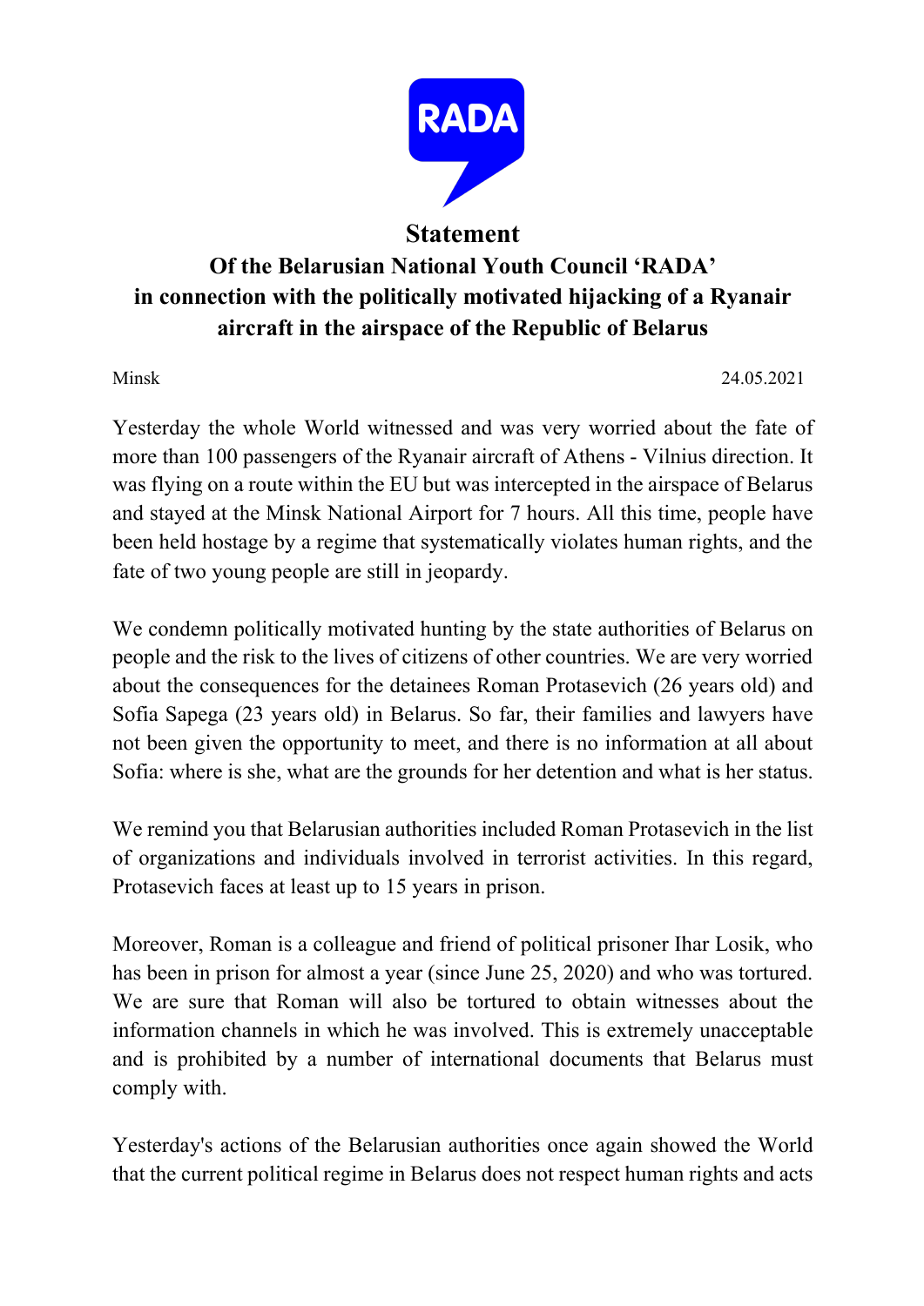# Statement

## Of the Belarusian National Youth Council 'RADA' in connection with the politically motivated hijacking of a Ryanair aircraft in the airspace of the Republic of Belarus

Minsk 24.05.2021

Yesterday the whole World witnessed and was very worried about the fate of more than 100 passengers of the Ryanair aircraft of Athens - Vilnius direction. It was flying on a route within the EU but was intercepted in the airspace of Belarus and stayed at the Minsk National Airport for 7 hours. All this time, people have been held hostage by a regime that systematically violates human rights, and the fate of two young people are still in jeopardy.

We condemn politically motivated hunting by the state authorities of Belarus on people and the risk to the lives of citizens of other countries. We are very worried about the consequences for the detainees Roman Protasevich (26 years old) and Sofia Sapega (23 years old) in Belarus. So far, their families and lawyers have not been given the opportunity to meet, and there is no information at all about Sofia: where is she, what are the grounds for her detention and what is her status.

We remind you that Belarusian authorities included Roman Protasevich in the list of organizations and individuals involved in terrorist activities. In this regard, Protasevich faces at least up to 15 years in prison.

Moreover, Roman is a colleague and friend of political prisoner Ihar Losik, who has been in prison for almost a year (since June 25, 2020) and who was tortured. We are sure that Roman will also be tortured to obtain witnesses about the information channels in which he was involved. This is extremely unacceptable and is prohibited by a number of international documents that Belarus must comply with.

Yesterday's actions of the Belarusian authorities once again showed the World that the current political regime in Belarus does not respect human rights and acts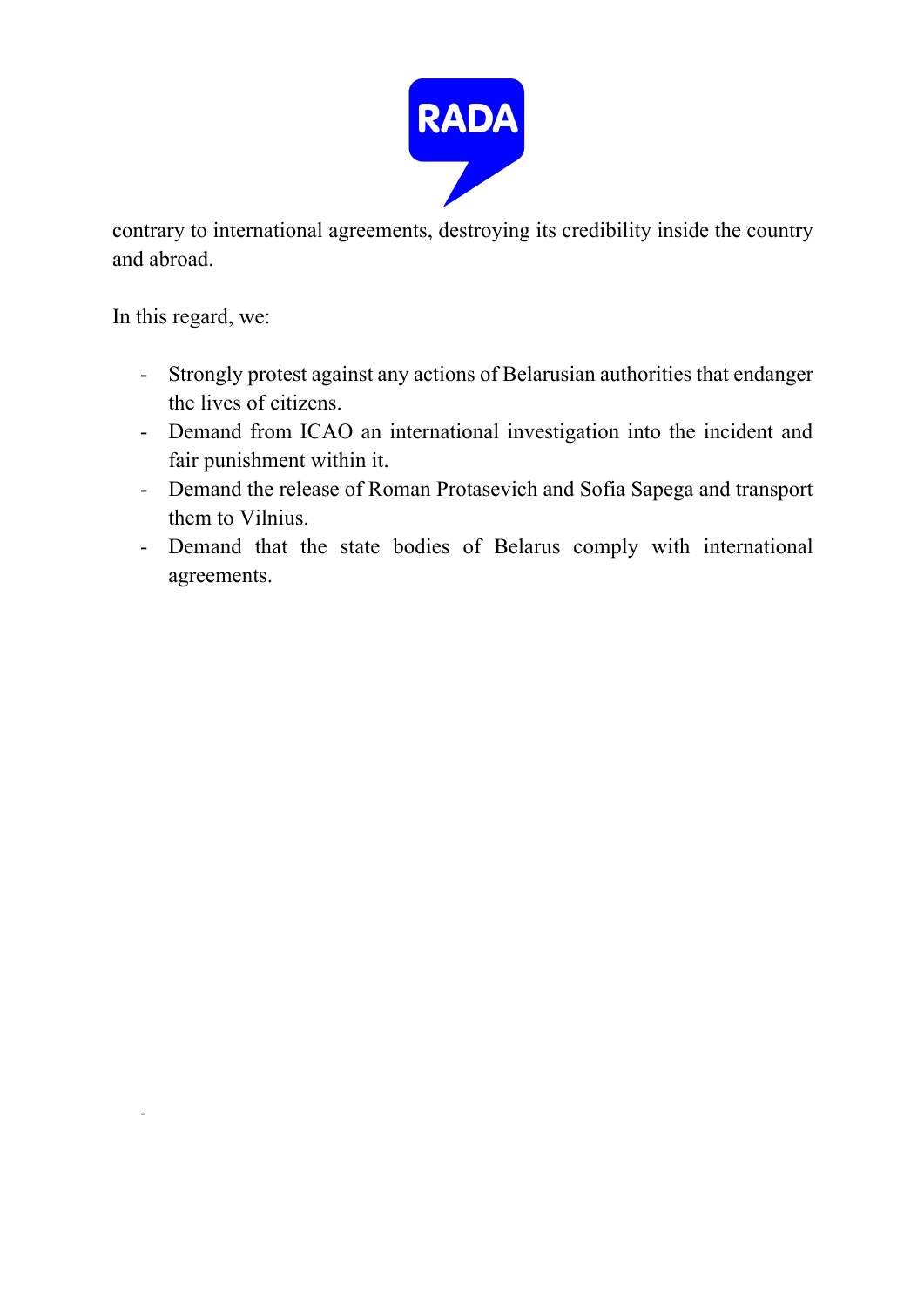contrary to international agreements, destroying its credibility inside the country and abroad.

In this regard, we:

- Strongly protest against any actions of Belarusian authorities that endanger the lives of citizens.
- Demand from ICAO an international investigation into the incident and fair punishment within it.
- Demand the release of Roman Protasevich and Sofia Sapega and transport them to Vilnius.
- Demand that the state bodies of Belarus comply with international agreements.